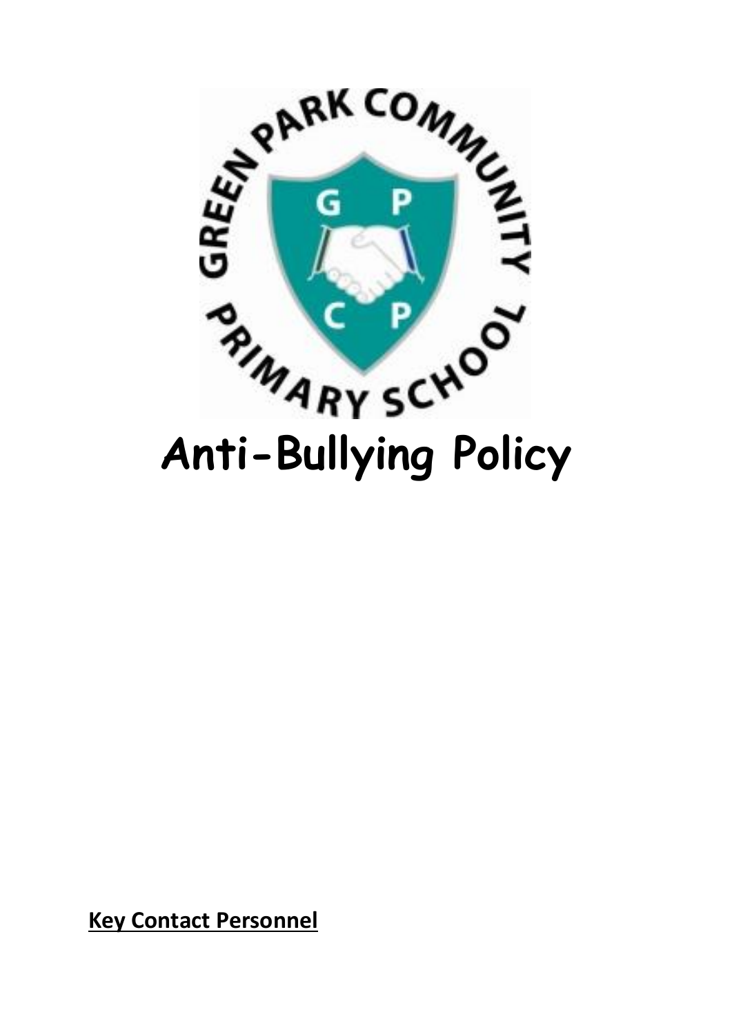# Anti-Bullying Policy

**Key Contact Personnel**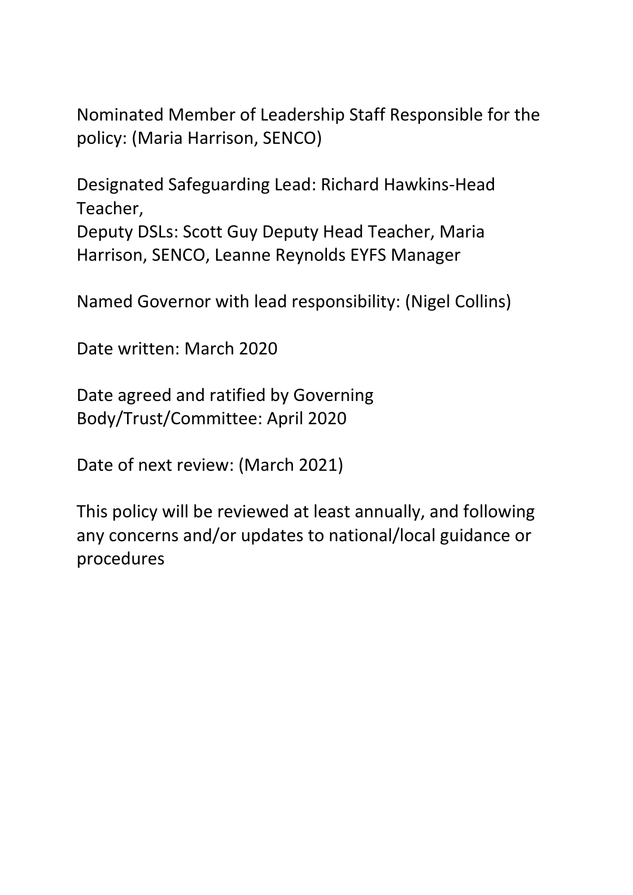Nominated Member of Leadership Staff Responsible for the policy: (Maria Harrison, SENCO)

Designated Safeguarding Lead: Richard Hawkins-Head Teacher,
Deputy DSLs: Scott Guy Deputy Head Teacher, Maria Harrison, SENCO, Leanne Reynolds EYFS Manager

Named Governor with lead responsibility: (Nigel Collins)

Date written: March 2020

Date agreed and ratified by Governing Body/Trust/Committee: April 2020

Date of next review: (March 2021)

This policy will be reviewed at least annually, and following any concerns and/or updates to national/local guidance or procedures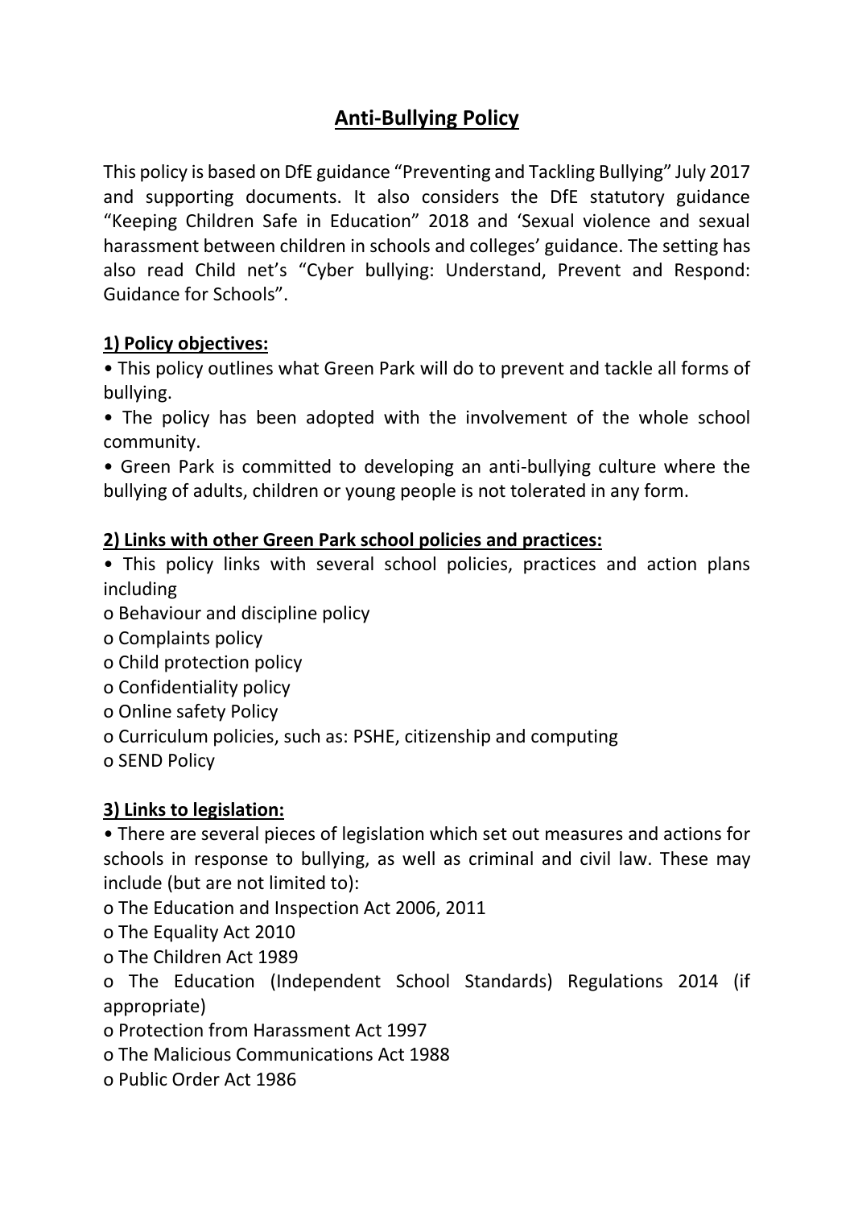# Anti-Bullying Policy

This policy is based on DfE guidance "Preventing and Tackling Bullying" July 2017 and supporting documents. It also considers the DfE statutory guidance "Keeping Children Safe in Education" 2018 and 'Sexual violence and sexual harassment between children in schools and colleges' guidance. The setting has also read Child net's "Cyber bullying: Understand, Prevent and Respond: Guidance for Schools".

## 1) Policy objectives:

- This policy outlines what Green Park will do to prevent and tackle all forms of bullying.
- The policy has been adopted with the involvement of the whole school community.
- Green Park is committed to developing an anti-bullying culture where the bullying of adults, children or young people is not tolerated in any form.

## 2) Links with other Green Park school policies and practices:

- This policy links with several school policies, practices and action plans including
  - Behaviour and discipline policy
  - Complaints policy
  - Child protection policy
  - Confidentiality policy
  - Online safety Policy
  - Curriculum policies, such as: PSHE, citizenship and computing
  - SEND Policy

## 3) Links to legislation:

- There are several pieces of legislation which set out measures and actions for schools in response to bullying, as well as criminal and civil law. These may include (but are not limited to):
  - The Education and Inspection Act 2006, 2011
  - The Equality Act 2010
  - The Children Act 1989
  - The Education (Independent School Standards) Regulations 2014 (if appropriate)
  - Protection from Harassment Act 1997
  - The Malicious Communications Act 1988
  - Public Order Act 1986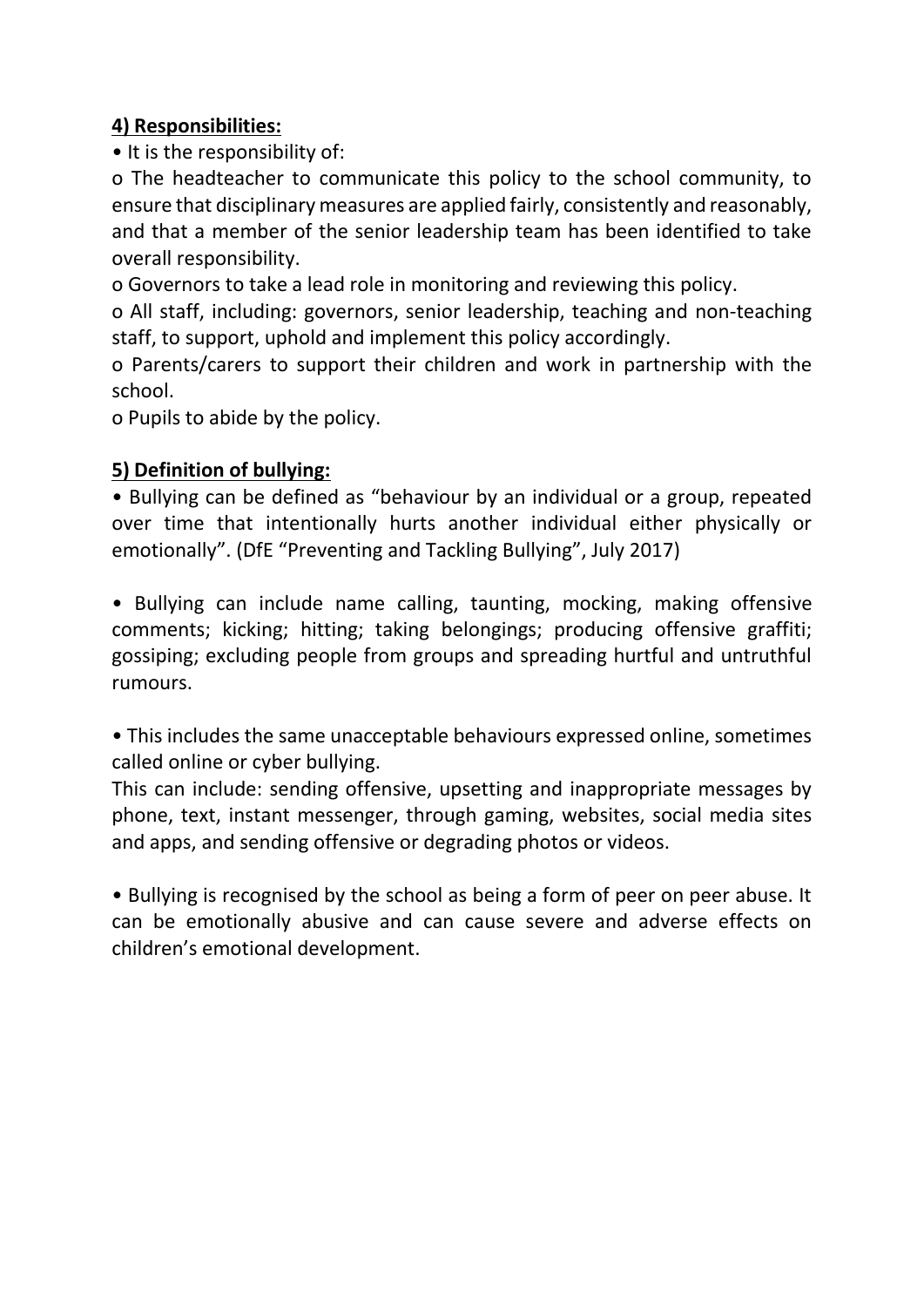**4) Responsibilities:**

- It is the responsibility of:
  - The headteacher to communicate this policy to the school community, to ensure that disciplinary measures are applied fairly, consistently and reasonably, and that a member of the senior leadership team has been identified to take overall responsibility.
  - Governors to take a lead role in monitoring and reviewing this policy.
  - All staff, including: governors, senior leadership, teaching and non-teaching staff, to support, uphold and implement this policy accordingly.
  - Parents/carers to support their children and work in partnership with the school.
  - Pupils to abide by the policy.

**5) Definition of bullying:**

- Bullying can be defined as "behaviour by an individual or a group, repeated over time that intentionally hurts another individual either physically or emotionally". (DfE "Preventing and Tackling Bullying", July 2017)

- Bullying can include name calling, taunting, mocking, making offensive comments; kicking; hitting; taking belongings; producing offensive graffiti; gossiping; excluding people from groups and spreading hurtful and untruthful rumours.

- This includes the same unacceptable behaviours expressed online, sometimes called online or cyber bullying.
This can include: sending offensive, upsetting and inappropriate messages by phone, text, instant messenger, through gaming, websites, social media sites and apps, and sending offensive or degrading photos or videos.

- Bullying is recognised by the school as being a form of peer on peer abuse. It can be emotionally abusive and can cause severe and adverse effects on children's emotional development.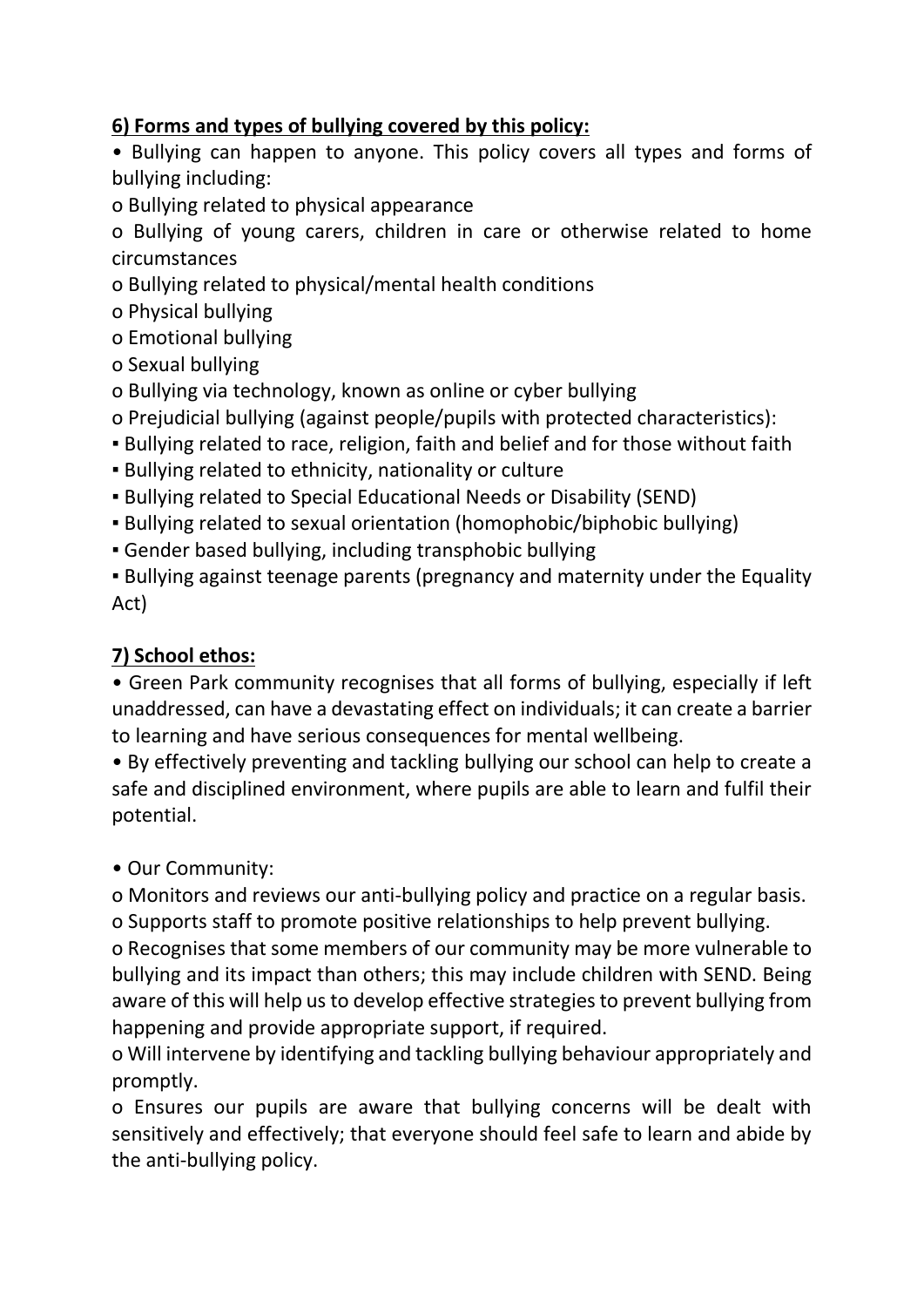**6) Forms and types of bullying covered by this policy:**

- Bullying can happen to anyone. This policy covers all types and forms of bullying including:
    - Bullying related to physical appearance
    - Bullying of young carers, children in care or otherwise related to home circumstances
    - Bullying related to physical/mental health conditions
    - Physical bullying
    - Emotional bullying
    - Sexual bullying
    - Bullying via technology, known as online or cyber bullying
    - Prejudicial bullying (against people/pupils with protected characteristics):
        - Bullying related to race, religion, faith and belief and for those without faith
        - Bullying related to ethnicity, nationality or culture
        - Bullying related to Special Educational Needs or Disability (SEND)
        - Bullying related to sexual orientation (homophobic/biphobic bullying)
        - Gender based bullying, including transphobic bullying
        - Bullying against teenage parents (pregnancy and maternity under the Equality Act)

**7) School ethos:**

- Green Park community recognises that all forms of bullying, especially if left unaddressed, can have a devastating effect on individuals; it can create a barrier to learning and have serious consequences for mental wellbeing.
- By effectively preventing and tackling bullying our school can help to create a safe and disciplined environment, where pupils are able to learn and fulfil their potential.

- Our Community:
    - Monitors and reviews our anti-bullying policy and practice on a regular basis.
    - Supports staff to promote positive relationships to help prevent bullying.
    - Recognises that some members of our community may be more vulnerable to bullying and its impact than others; this may include children with SEND. Being aware of this will help us to develop effective strategies to prevent bullying from happening and provide appropriate support, if required.
    - Will intervene by identifying and tackling bullying behaviour appropriately and promptly.
    - Ensures our pupils are aware that bullying concerns will be dealt with sensitively and effectively; that everyone should feel safe to learn and abide by the anti-bullying policy.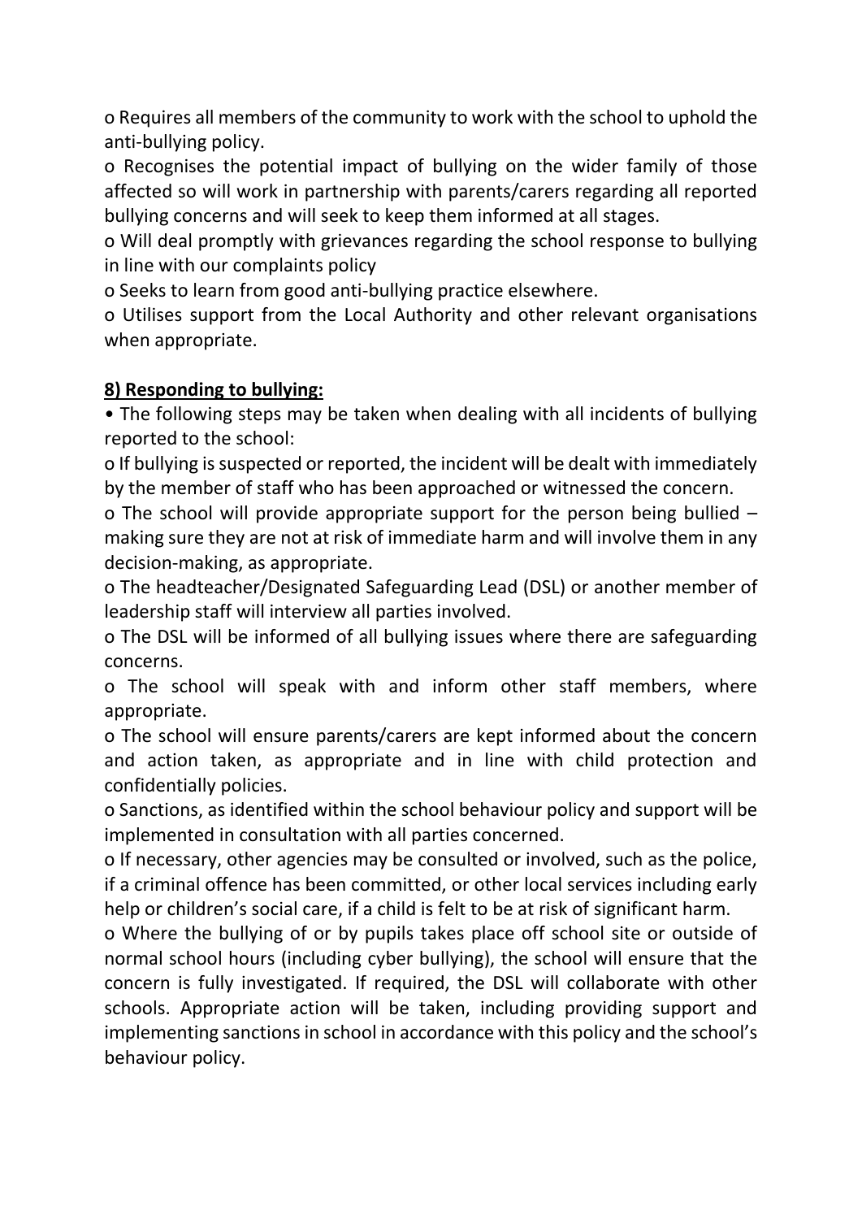o Requires all members of the community to work with the school to uphold the anti-bullying policy.

o Recognises the potential impact of bullying on the wider family of those affected so will work in partnership with parents/carers regarding all reported bullying concerns and will seek to keep them informed at all stages.

o Will deal promptly with grievances regarding the school response to bullying in line with our complaints policy

o Seeks to learn from good anti-bullying practice elsewhere.

o Utilises support from the Local Authority and other relevant organisations when appropriate.

**<u>8) Responding to bullying:</u>**

• The following steps may be taken when dealing with all incidents of bullying reported to the school:

o If bullying is suspected or reported, the incident will be dealt with immediately by the member of staff who has been approached or witnessed the concern.

o The school will provide appropriate support for the person being bullied – making sure they are not at risk of immediate harm and will involve them in any decision-making, as appropriate.

o The headteacher/Designated Safeguarding Lead (DSL) or another member of leadership staff will interview all parties involved.

o The DSL will be informed of all bullying issues where there are safeguarding concerns.

o The school will speak with and inform other staff members, where appropriate.

o The school will ensure parents/carers are kept informed about the concern and action taken, as appropriate and in line with child protection and confidentially policies.

o Sanctions, as identified within the school behaviour policy and support will be implemented in consultation with all parties concerned.

o If necessary, other agencies may be consulted or involved, such as the police, if a criminal offence has been committed, or other local services including early help or children's social care, if a child is felt to be at risk of significant harm.

o Where the bullying of or by pupils takes place off school site or outside of normal school hours (including cyber bullying), the school will ensure that the concern is fully investigated. If required, the DSL will collaborate with other schools. Appropriate action will be taken, including providing support and implementing sanctions in school in accordance with this policy and the school's behaviour policy.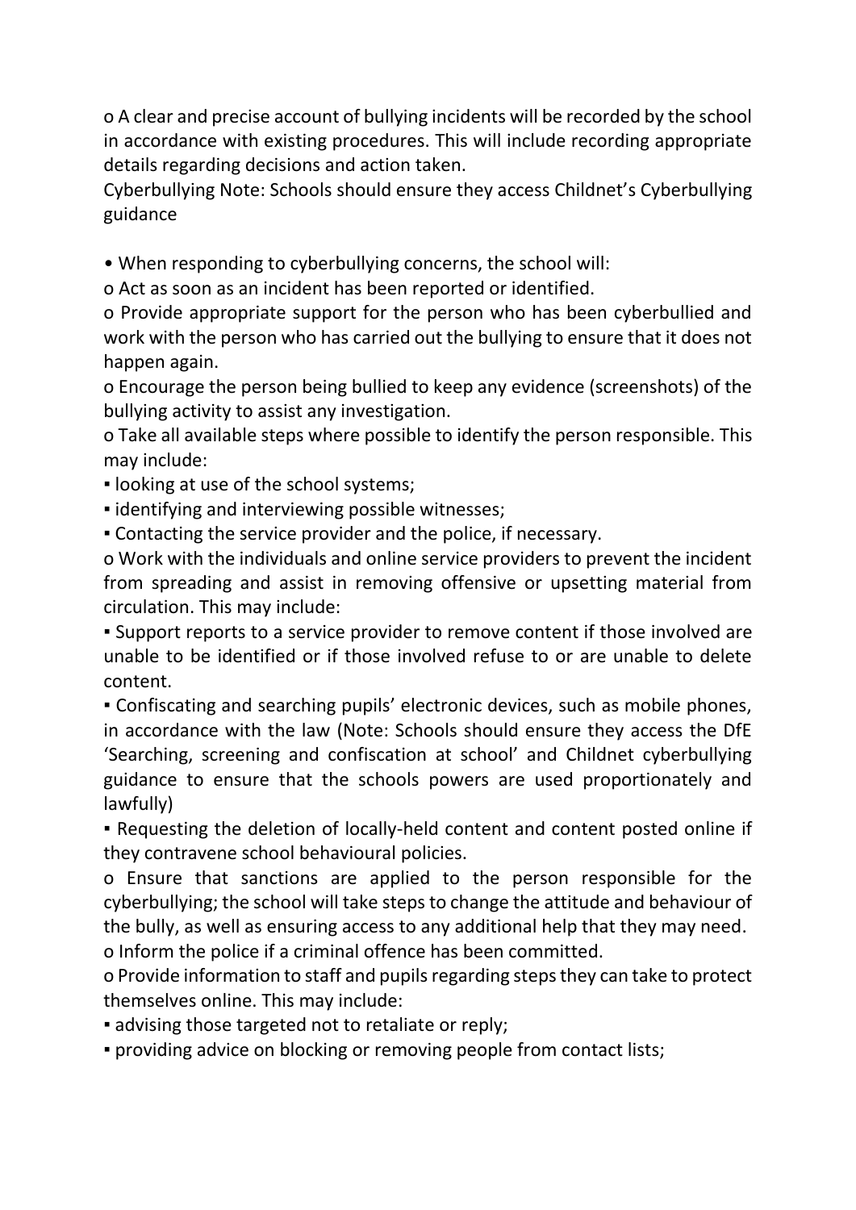o A clear and precise account of bullying incidents will be recorded by the school in accordance with existing procedures. This will include recording appropriate details regarding decisions and action taken.

Cyberbullying Note: Schools should ensure they access Childnet's Cyberbullying guidance

- When responding to cyberbullying concerns, the school will:
  - o Act as soon as an incident has been reported or identified.
  - o Provide appropriate support for the person who has been cyberbullied and work with the person who has carried out the bullying to ensure that it does not happen again.
  - o Encourage the person being bullied to keep any evidence (screenshots) of the bullying activity to assist any investigation.
  - o Take all available steps where possible to identify the person responsible. This may include:
    - ▪ looking at use of the school systems;
    - ▪ identifying and interviewing possible witnesses;
    - ▪ Contacting the service provider and the police, if necessary.
  - o Work with the individuals and online service providers to prevent the incident from spreading and assist in removing offensive or upsetting material from circulation. This may include:
    - ▪ Support reports to a service provider to remove content if those involved are unable to be identified or if those involved refuse to or are unable to delete content.
    - ▪ Confiscating and searching pupils' electronic devices, such as mobile phones, in accordance with the law (Note: Schools should ensure they access the DfE 'Searching, screening and confiscation at school' and Childnet cyberbullying guidance to ensure that the schools powers are used proportionately and lawfully)
    - ▪ Requesting the deletion of locally-held content and content posted online if they contravene school behavioural policies.
  - o Ensure that sanctions are applied to the person responsible for the cyberbullying; the school will take steps to change the attitude and behaviour of the bully, as well as ensuring access to any additional help that they may need.
  - o Inform the police if a criminal offence has been committed.
  - o Provide information to staff and pupils regarding steps they can take to protect themselves online. This may include:
    - ▪ advising those targeted not to retaliate or reply;
    - ▪ providing advice on blocking or removing people from contact lists;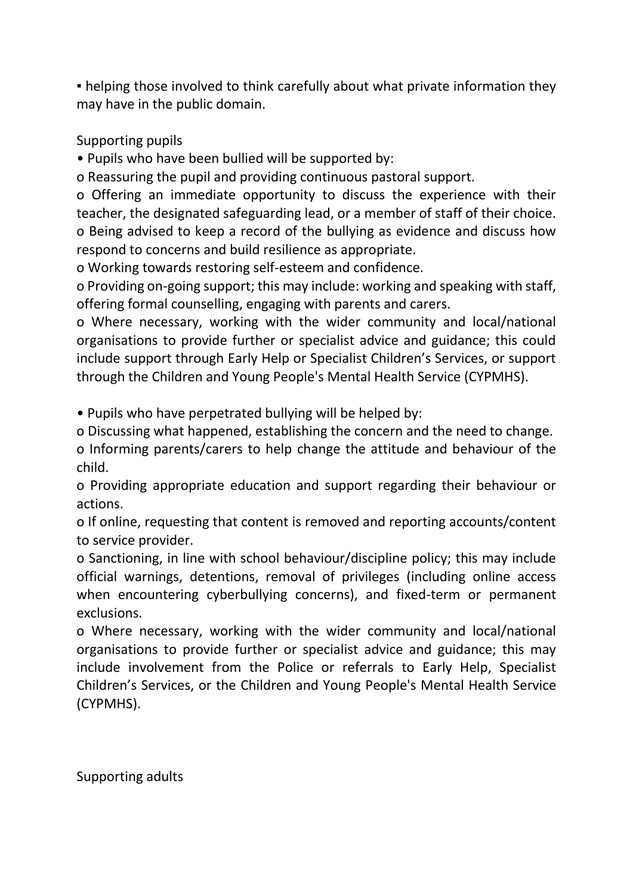- helping those involved to think carefully about what private information they may have in the public domain.

Supporting pupils

- Pupils who have been bullied will be supported by:
  - Reassuring the pupil and providing continuous pastoral support.
  - Offering an immediate opportunity to discuss the experience with their teacher, the designated safeguarding lead, or a member of staff of their choice.
  - Being advised to keep a record of the bullying as evidence and discuss how respond to concerns and build resilience as appropriate.
  - Working towards restoring self-esteem and confidence.
  - Providing on-going support; this may include: working and speaking with staff, offering formal counselling, engaging with parents and carers.
  - Where necessary, working with the wider community and local/national organisations to provide further or specialist advice and guidance; this could include support through Early Help or Specialist Children's Services, or support through the Children and Young People's Mental Health Service (CYPMHS).

- Pupils who have perpetrated bullying will be helped by:
  - Discussing what happened, establishing the concern and the need to change.
  - Informing parents/carers to help change the attitude and behaviour of the child.
  - Providing appropriate education and support regarding their behaviour or actions.
  - If online, requesting that content is removed and reporting accounts/content to service provider.
  - Sanctioning, in line with school behaviour/discipline policy; this may include official warnings, detentions, removal of privileges (including online access when encountering cyberbullying concerns), and fixed-term or permanent exclusions.
  - Where necessary, working with the wider community and local/national organisations to provide further or specialist advice and guidance; this may include involvement from the Police or referrals to Early Help, Specialist Children's Services, or the Children and Young People's Mental Health Service (CYPMHS).

Supporting adults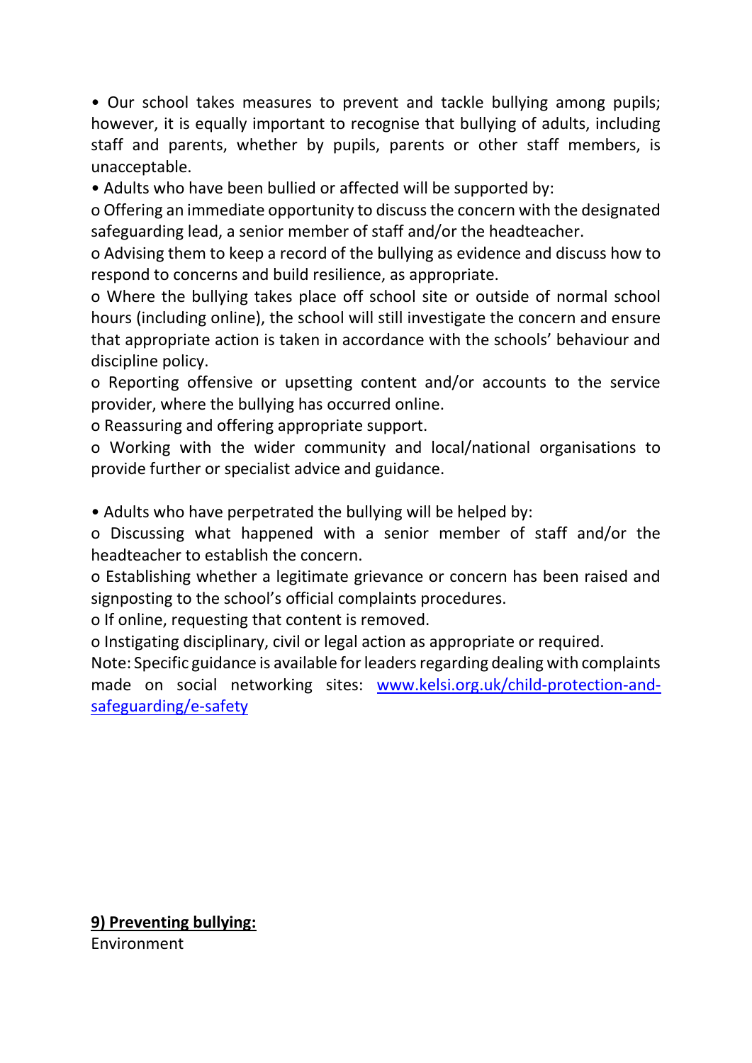- Our school takes measures to prevent and tackle bullying among pupils; however, it is equally important to recognise that bullying of adults, including staff and parents, whether by pupils, parents or other staff members, is unacceptable.
- Adults who have been bullied or affected will be supported by:
  - Offering an immediate opportunity to discuss the concern with the designated safeguarding lead, a senior member of staff and/or the headteacher.
  - Advising them to keep a record of the bullying as evidence and discuss how to respond to concerns and build resilience, as appropriate.
  - Where the bullying takes place off school site or outside of normal school hours (including online), the school will still investigate the concern and ensure that appropriate action is taken in accordance with the schools' behaviour and discipline policy.
  - Reporting offensive or upsetting content and/or accounts to the service provider, where the bullying has occurred online.
  - Reassuring and offering appropriate support.
  - Working with the wider community and local/national organisations to provide further or specialist advice and guidance.

- Adults who have perpetrated the bullying will be helped by:
  - Discussing what happened with a senior member of staff and/or the headteacher to establish the concern.
  - Establishing whether a legitimate grievance or concern has been raised and signposting to the school's official complaints procedures.
  - If online, requesting that content is removed.
  - Instigating disciplinary, civil or legal action as appropriate or required.

Note: Specific guidance is available for leaders regarding dealing with complaints made on social networking sites: [www.kelsi.org.uk/child-protection-and-safeguarding/e-safety](http://www.kelsi.org.uk/child-protection-and-safeguarding/e-safety)

## 9) Preventing bullying:

Environment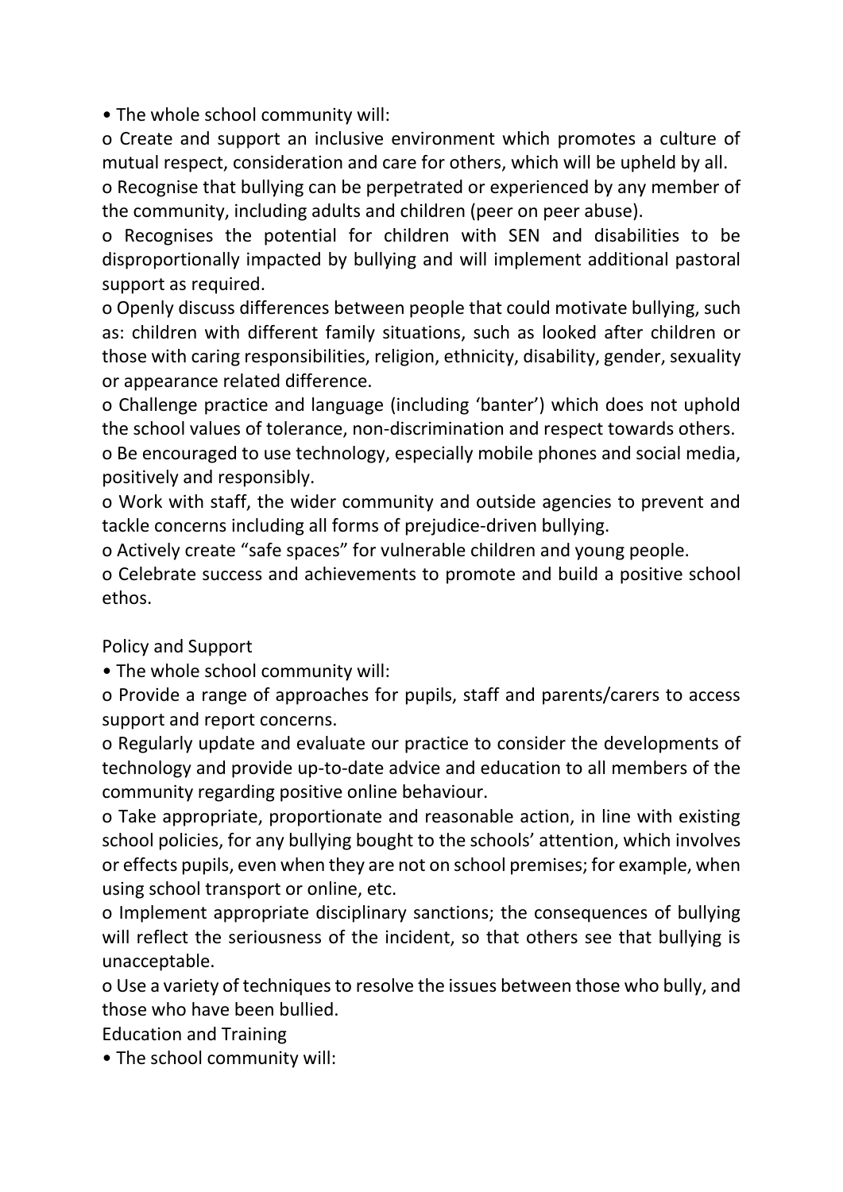- The whole school community will:
  - o Create and support an inclusive environment which promotes a culture of mutual respect, consideration and care for others, which will be upheld by all.
  - o Recognise that bullying can be perpetrated or experienced by any member of the community, including adults and children (peer on peer abuse).
  - o Recognises the potential for children with SEN and disabilities to be disproportionally impacted by bullying and will implement additional pastoral support as required.
  - o Openly discuss differences between people that could motivate bullying, such as: children with different family situations, such as looked after children or those with caring responsibilities, religion, ethnicity, disability, gender, sexuality or appearance related difference.
  - o Challenge practice and language (including 'banter') which does not uphold the school values of tolerance, non-discrimination and respect towards others.
  - o Be encouraged to use technology, especially mobile phones and social media, positively and responsibly.
  - o Work with staff, the wider community and outside agencies to prevent and tackle concerns including all forms of prejudice-driven bullying.
  - o Actively create "safe spaces" for vulnerable children and young people.
  - o Celebrate success and achievements to promote and build a positive school ethos.

Policy and Support

- The whole school community will:
  - o Provide a range of approaches for pupils, staff and parents/carers to access support and report concerns.
  - o Regularly update and evaluate our practice to consider the developments of technology and provide up-to-date advice and education to all members of the community regarding positive online behaviour.
  - o Take appropriate, proportionate and reasonable action, in line with existing school policies, for any bullying bought to the schools' attention, which involves or effects pupils, even when they are not on school premises; for example, when using school transport or online, etc.
  - o Implement appropriate disciplinary sanctions; the consequences of bullying will reflect the seriousness of the incident, so that others see that bullying is unacceptable.
  - o Use a variety of techniques to resolve the issues between those who bully, and those who have been bullied.

Education and Training

- The school community will: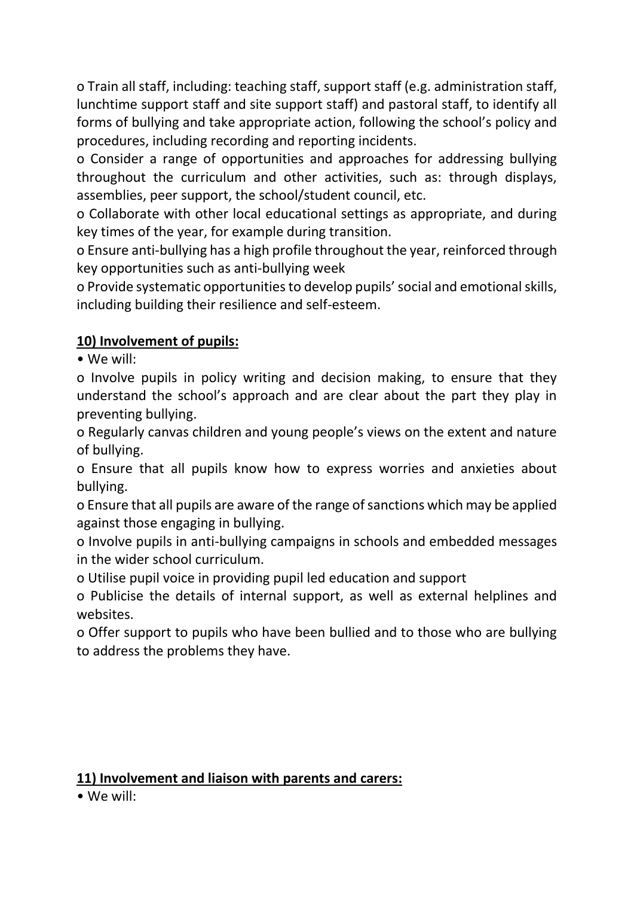o Train all staff, including: teaching staff, support staff (e.g. administration staff, lunchtime support staff and site support staff) and pastoral staff, to identify all forms of bullying and take appropriate action, following the school's policy and procedures, including recording and reporting incidents.

o Consider a range of opportunities and approaches for addressing bullying throughout the curriculum and other activities, such as: through displays, assemblies, peer support, the school/student council, etc.

o Collaborate with other local educational settings as appropriate, and during key times of the year, for example during transition.

o Ensure anti-bullying has a high profile throughout the year, reinforced through key opportunities such as anti-bullying week

o Provide systematic opportunities to develop pupils' social and emotional skills, including building their resilience and self-esteem.

## <u>10) Involvement of pupils:</u>

• We will:

o Involve pupils in policy writing and decision making, to ensure that they understand the school's approach and are clear about the part they play in preventing bullying.

o Regularly canvas children and young people's views on the extent and nature of bullying.

o Ensure that all pupils know how to express worries and anxieties about bullying.

o Ensure that all pupils are aware of the range of sanctions which may be applied against those engaging in bullying.

o Involve pupils in anti-bullying campaigns in schools and embedded messages in the wider school curriculum.

o Utilise pupil voice in providing pupil led education and support

o Publicise the details of internal support, as well as external helplines and websites.

o Offer support to pupils who have been bullied and to those who are bullying to address the problems they have.

## <u>11) Involvement and liaison with parents and carers:</u>

• We will: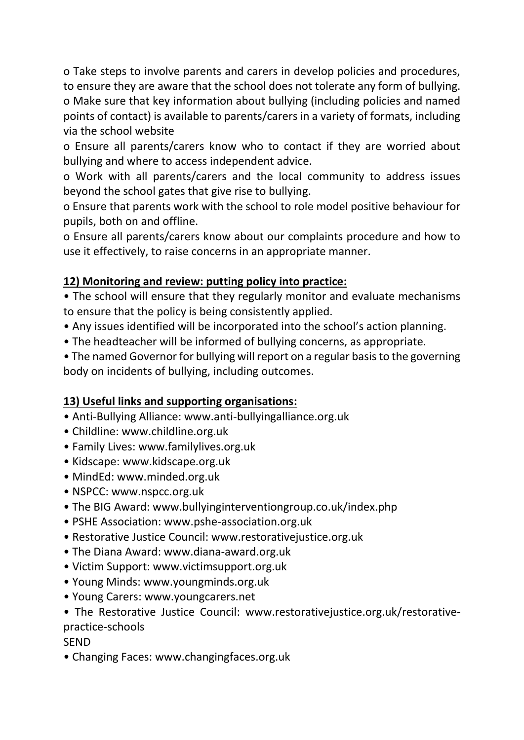o Take steps to involve parents and carers in develop policies and procedures, to ensure they are aware that the school does not tolerate any form of bullying.
o Make sure that key information about bullying (including policies and named points of contact) is available to parents/carers in a variety of formats, including via the school website
o Ensure all parents/carers know who to contact if they are worried about bullying and where to access independent advice.
o Work with all parents/carers and the local community to address issues beyond the school gates that give rise to bullying.
o Ensure that parents work with the school to role model positive behaviour for pupils, both on and offline.
o Ensure all parents/carers know about our complaints procedure and how to use it effectively, to raise concerns in an appropriate manner.

## 12) Monitoring and review: putting policy into practice:

- The school will ensure that they regularly monitor and evaluate mechanisms to ensure that the policy is being consistently applied.
- Any issues identified will be incorporated into the school's action planning.
- The headteacher will be informed of bullying concerns, as appropriate.
- The named Governor for bullying will report on a regular basis to the governing body on incidents of bullying, including outcomes.

## 13) Useful links and supporting organisations:

- Anti-Bullying Alliance: www.anti-bullyingalliance.org.uk
- Childline: www.childline.org.uk
- Family Lives: www.familylives.org.uk
- Kidscape: www.kidscape.org.uk
- MindEd: www.minded.org.uk
- NSPCC: www.nspcc.org.uk
- The BIG Award: www.bullyinginterventiongroup.co.uk/index.php
- PSHE Association: www.pshe-association.org.uk
- Restorative Justice Council: www.restorativejustice.org.uk
- The Diana Award: www.diana-award.org.uk
- Victim Support: www.victimsupport.org.uk
- Young Minds: www.youngminds.org.uk
- Young Carers: www.youngcarers.net
- The Restorative Justice Council: www.restorativejustice.org.uk/restorative-practice-schools

SEND

- Changing Faces: www.changingfaces.org.uk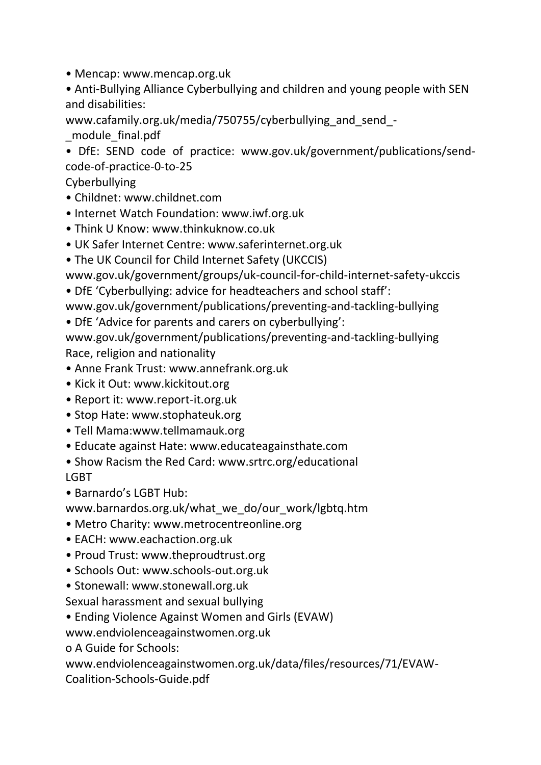- Mencap: www.mencap.org.uk
- Anti-Bullying Alliance Cyberbullying and children and young people with SEN and disabilities: www.cafamily.org.uk/media/750755/cyberbullying_and_send_-_module_final.pdf
- DfE: SEND code of practice: www.gov.uk/government/publications/send-code-of-practice-0-to-25

Cyberbullying

- Childnet: www.childnet.com
- Internet Watch Foundation: www.iwf.org.uk
- Think U Know: www.thinkuknow.co.uk
- UK Safer Internet Centre: www.saferinternet.org.uk
- The UK Council for Child Internet Safety (UKCCIS) www.gov.uk/government/groups/uk-council-for-child-internet-safety-ukccis
- DfE 'Cyberbullying: advice for headteachers and school staff': www.gov.uk/government/publications/preventing-and-tackling-bullying
- DfE 'Advice for parents and carers on cyberbullying': www.gov.uk/government/publications/preventing-and-tackling-bullying

Race, religion and nationality

- Anne Frank Trust: www.annefrank.org.uk
- Kick it Out: www.kickitout.org
- Report it: www.report-it.org.uk
- Stop Hate: www.stophateuk.org
- Tell Mama:www.tellmamauk.org
- Educate against Hate: www.educateagainsthate.com
- Show Racism the Red Card: www.srtrc.org/educational

LGBT

- Barnardo's LGBT Hub: www.barnardos.org.uk/what_we_do/our_work/lgbtq.htm
- Metro Charity: www.metrocentreonline.org
- EACH: www.eachaction.org.uk
- Proud Trust: www.theproudtrust.org
- Schools Out: www.schools-out.org.uk
- Stonewall: www.stonewall.org.uk

Sexual harassment and sexual bullying

- Ending Violence Against Women and Girls (EVAW) www.endviolenceagainstwomen.org.uk
    - A Guide for Schools: www.endviolenceagainstwomen.org.uk/data/files/resources/71/EVAW-Coalition-Schools-Guide.pdf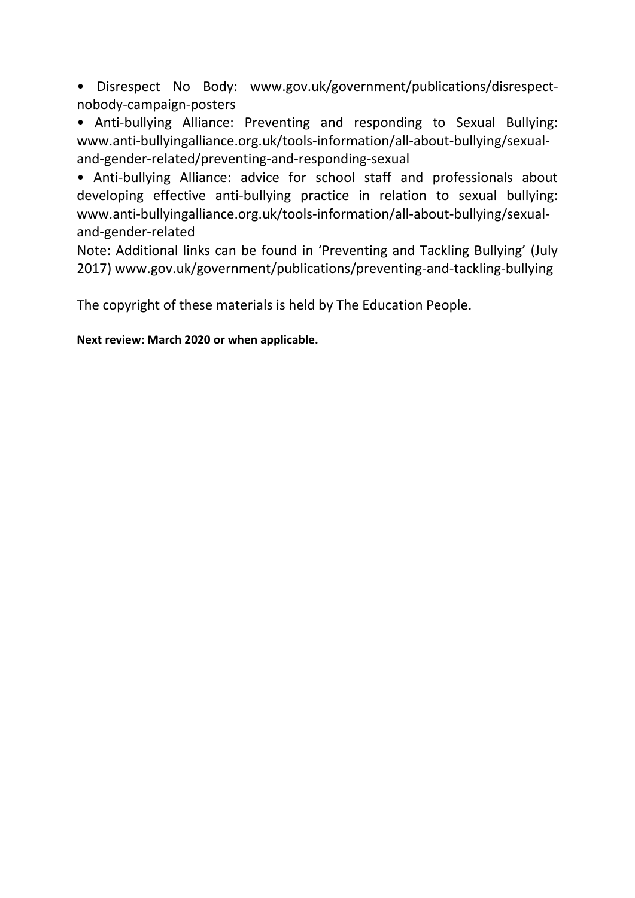- Disrespect No Body: www.gov.uk/government/publications/disrespect-nobody-campaign-posters
- Anti-bullying Alliance: Preventing and responding to Sexual Bullying: www.anti-bullyingalliance.org.uk/tools-information/all-about-bullying/sexual-and-gender-related/preventing-and-responding-sexual
- Anti-bullying Alliance: advice for school staff and professionals about developing effective anti-bullying practice in relation to sexual bullying: www.anti-bullyingalliance.org.uk/tools-information/all-about-bullying/sexual-and-gender-related

Note: Additional links can be found in 'Preventing and Tackling Bullying' (July 2017) www.gov.uk/government/publications/preventing-and-tackling-bullying

The copyright of these materials is held by The Education People.

**Next review: March 2020 or when applicable.**